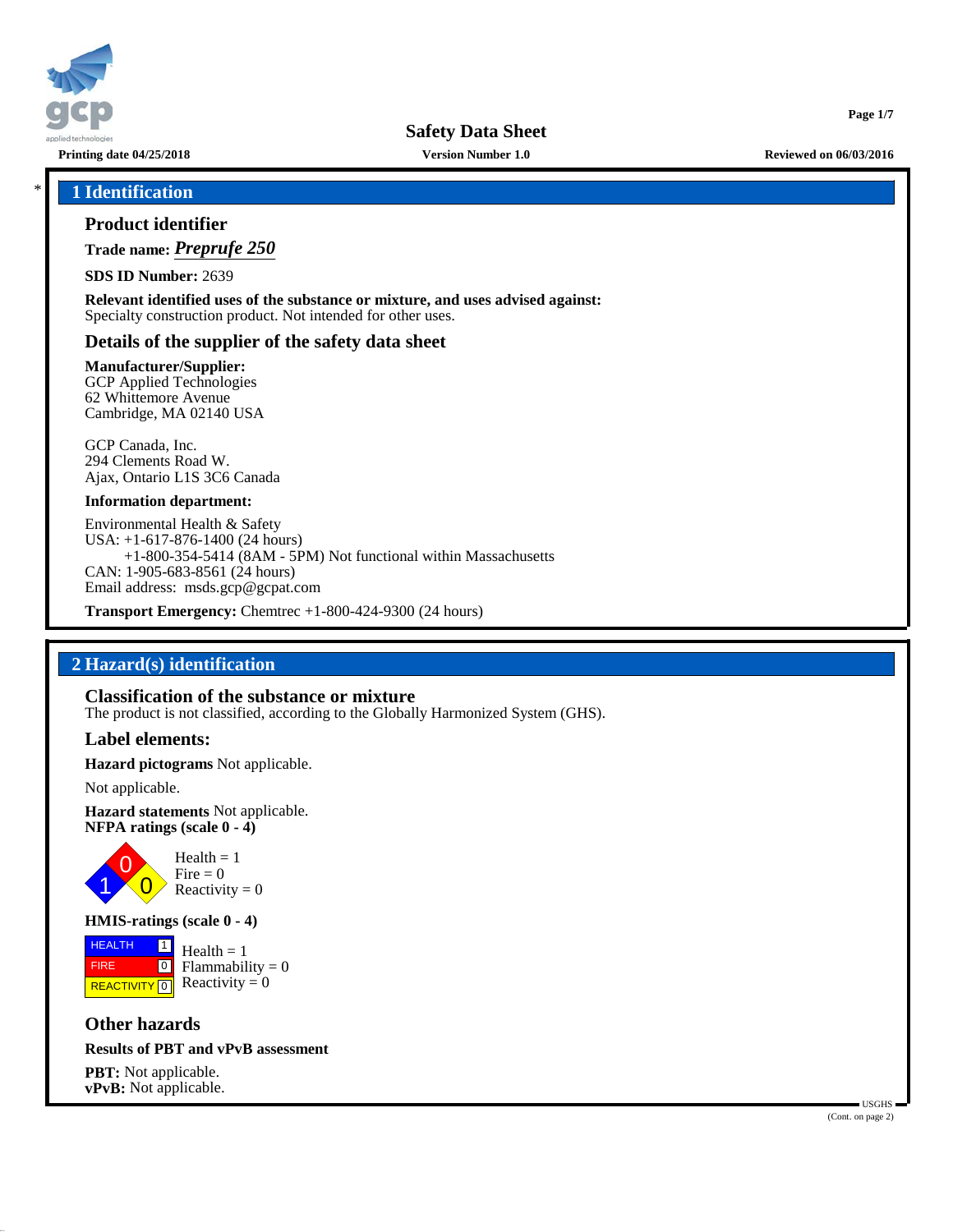# Safety Data Sheet

Printing date 04/25/2018 | Version Number 1.0 | Reviewed on 06/03/2016

## 1 Identification

### Product identifier

**Trade name:** ***Preprufe 250***

**SDS ID Number:** 2639

**Relevant identified uses of the substance or mixture, and uses advised against:**
Specialty construction product. Not intended for other uses.

### Details of the supplier of the safety data sheet

**Manufacturer/Supplier:**
GCP Applied Technologies
62 Whittemore Avenue
Cambridge, MA 02140 USA

GCP Canada, Inc.
294 Clements Road W.
Ajax, Ontario L1S 3C6 Canada

**Information department:**

Environmental Health & Safety
USA: +1-617-876-1400 (24 hours)
+1-800-354-5414 (8AM - 5PM) Not functional within Massachusetts
CAN: 1-905-683-8561 (24 hours)
Email address: msds.gcp@gcpat.com

**Transport Emergency:** Chemtrec +1-800-424-9300 (24 hours)

## 2 Hazard(s) identification

### Classification of the substance or mixture

The product is not classified, according to the Globally Harmonized System (GHS).

### Label elements:

**Hazard pictograms** Not applicable.

Not applicable.

**Hazard statements** Not applicable.

**NFPA ratings (scale 0 - 4)**

Health = 1
Fire = 0
Reactivity = 0

**HMIS-ratings (scale 0 - 4)**

| | |
|---|---|
| HEALTH | 1 |
| FIRE | 0 |
| REACTIVITY | 0 |

Health = 1
Flammability = 0
Reactivity = 0

### Other hazards

**Results of PBT and vPvB assessment**

**PBT:** Not applicable.
**vPvB:** Not applicable.

USGHS
(Cont. on page 2)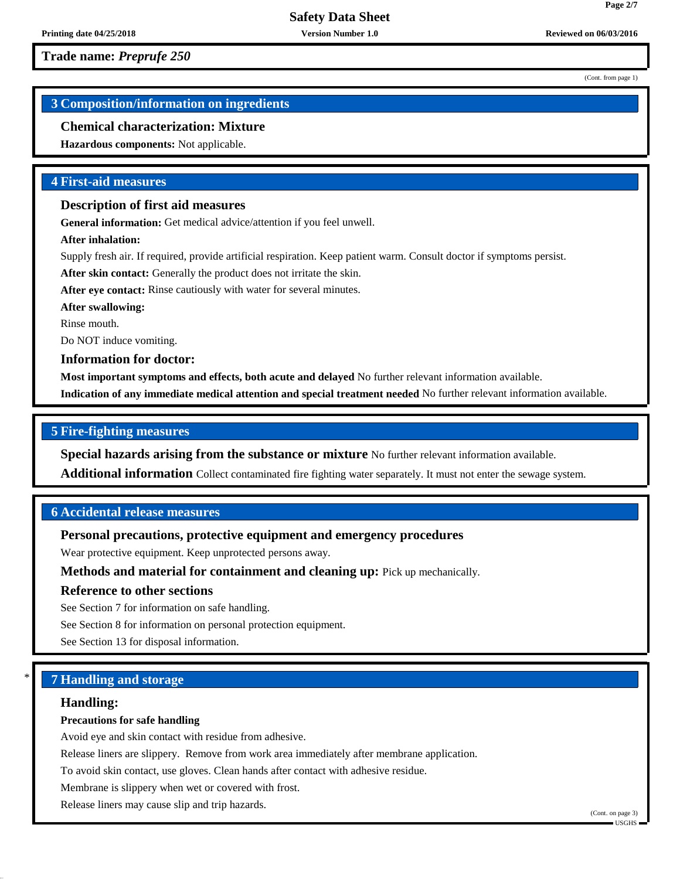**Trade name:** ***Preprufe 250***

(Cont. from page 1)

## 3 Composition/information on ingredients

### Chemical characterization: Mixture

**Hazardous components:** Not applicable.

## 4 First-aid measures

### Description of first aid measures

**General information:** Get medical advice/attention if you feel unwell.

**After inhalation:**

Supply fresh air. If required, provide artificial respiration. Keep patient warm. Consult doctor if symptoms persist.

**After skin contact:** Generally the product does not irritate the skin.

**After eye contact:** Rinse cautiously with water for several minutes.

**After swallowing:**

Rinse mouth.

Do NOT induce vomiting.

### Information for doctor:

**Most important symptoms and effects, both acute and delayed** No further relevant information available.

**Indication of any immediate medical attention and special treatment needed** No further relevant information available.

## 5 Fire-fighting measures

**Special hazards arising from the substance or mixture** No further relevant information available.

**Additional information** Collect contaminated fire fighting water separately. It must not enter the sewage system.

## 6 Accidental release measures

### Personal precautions, protective equipment and emergency procedures

Wear protective equipment. Keep unprotected persons away.

**Methods and material for containment and cleaning up:** Pick up mechanically.

### Reference to other sections

See Section 7 for information on safe handling.

See Section 8 for information on personal protection equipment.

See Section 13 for disposal information.

## * 7 Handling and storage

### Handling:

**Precautions for safe handling**

Avoid eye and skin contact with residue from adhesive.

Release liners are slippery. Remove from work area immediately after membrane application.

To avoid skin contact, use gloves. Clean hands after contact with adhesive residue.

Membrane is slippery when wet or covered with frost.

Release liners may cause slip and trip hazards.

(Cont. on page 3)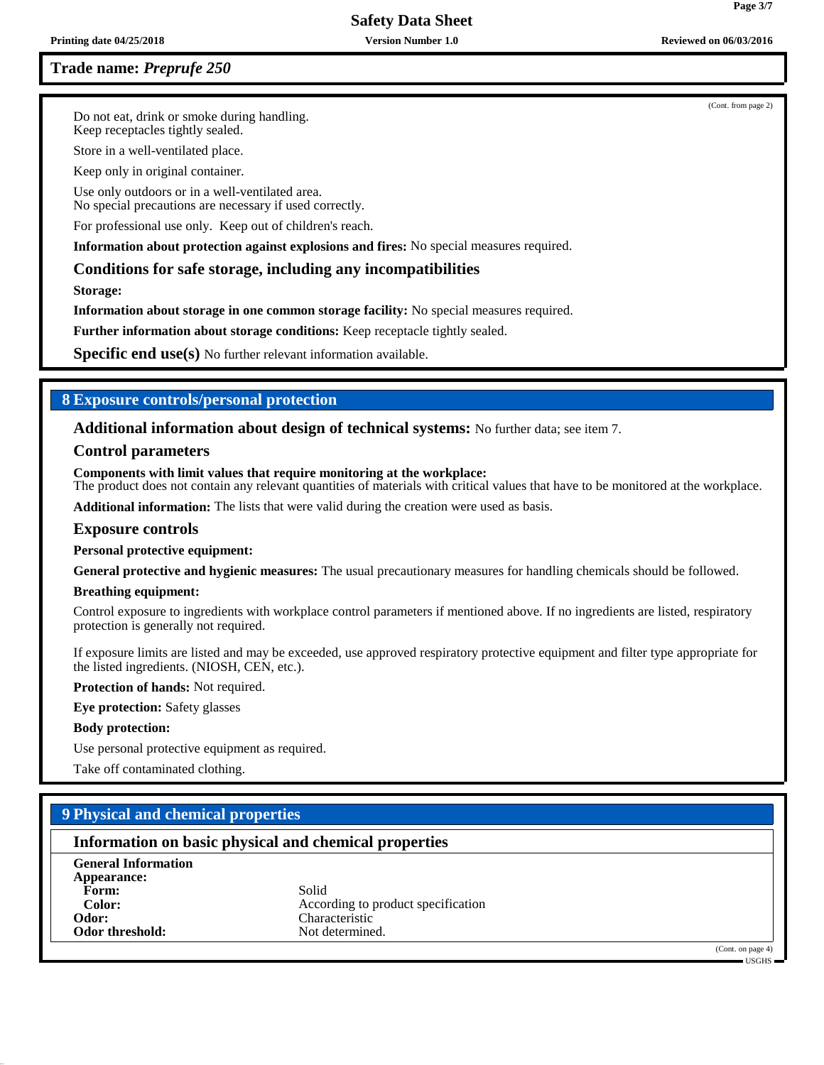**Trade name:** ***Preprufe 250***

(Cont. from page 2)

Do not eat, drink or smoke during handling.
Keep receptacles tightly sealed.

Store in a well-ventilated place.

Keep only in original container.

Use only outdoors or in a well-ventilated area.
No special precautions are necessary if used correctly.

For professional use only. Keep out of children's reach.

**Information about protection against explosions and fires:** No special measures required.

### Conditions for safe storage, including any incompatibilities

**Storage:**

**Information about storage in one common storage facility:** No special measures required.

**Further information about storage conditions:** Keep receptacle tightly sealed.

**Specific end use(s)** No further relevant information available.

## 8 Exposure controls/personal protection

**Additional information about design of technical systems:** No further data; see item 7.

### Control parameters

**Components with limit values that require monitoring at the workplace:**
The product does not contain any relevant quantities of materials with critical values that have to be monitored at the workplace.

**Additional information:** The lists that were valid during the creation were used as basis.

### Exposure controls

**Personal protective equipment:**

**General protective and hygienic measures:** The usual precautionary measures for handling chemicals should be followed.

**Breathing equipment:**

Control exposure to ingredients with workplace control parameters if mentioned above. If no ingredients are listed, respiratory protection is generally not required.

If exposure limits are listed and may be exceeded, use approved respiratory protective equipment and filter type appropriate for the listed ingredients. (NIOSH, CEN, etc.).

**Protection of hands:** Not required.

**Eye protection:** Safety glasses

**Body protection:**

Use personal protective equipment as required.

Take off contaminated clothing.

## 9 Physical and chemical properties

### Information on basic physical and chemical properties

| | |
|---|---|
| **General Information** | |
| **Appearance:** | |
| **Form:** | Solid |
| **Color:** | According to product specification |
| **Odor:** | Characteristic |
| **Odor threshold:** | Not determined. |

(Cont. on page 4)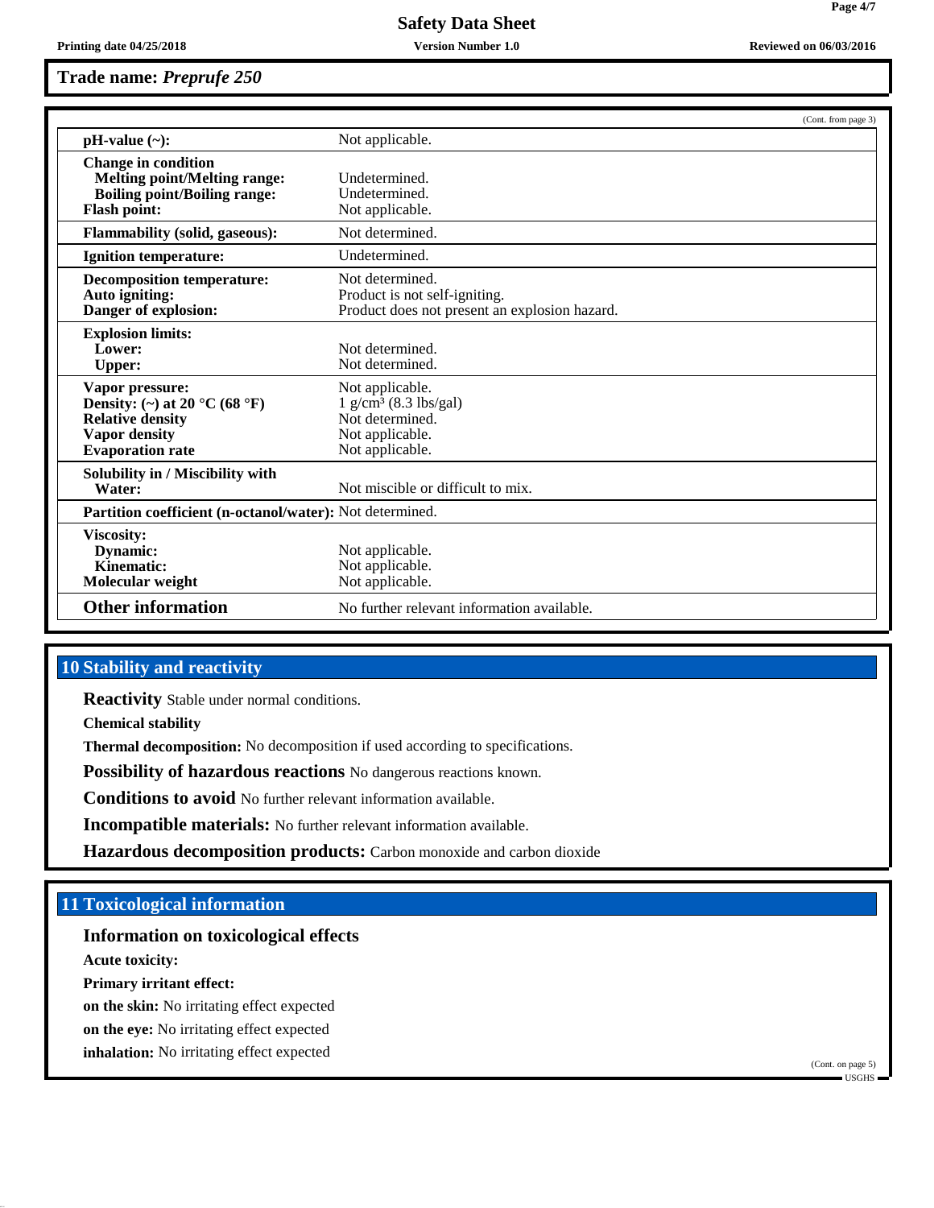**Trade name: *Preprufe 250***

(Cont. from page 3)

| | |
|---|---|
| **pH-value (~):** | Not applicable. |
| **Change in condition** | |
| **Melting point/Melting range:** | Undetermined. |
| **Boiling point/Boiling range:** | Undetermined. |
| **Flash point:** | Not applicable. |
| **Flammability (solid, gaseous):** | Not determined. |
| **Ignition temperature:** | Undetermined. |
| **Decomposition temperature:** | Not determined. |
| **Auto igniting:** | Product is not self-igniting. |
| **Danger of explosion:** | Product does not present an explosion hazard. |
| **Explosion limits:** | |
| **Lower:** | Not determined. |
| **Upper:** | Not determined. |
| **Vapor pressure:** | Not applicable. |
| **Density: (~) at 20 °C (68 °F)** | 1 g/cm³ (8.3 lbs/gal) |
| **Relative density** | Not determined. |
| **Vapor density** | Not applicable. |
| **Evaporation rate** | Not applicable. |
| **Solubility in / Miscibility with** | |
| **Water:** | Not miscible or difficult to mix. |
| **Partition coefficient (n-octanol/water):** | Not determined. |
| **Viscosity:** | |
| **Dynamic:** | Not applicable. |
| **Kinematic:** | Not applicable. |
| **Molecular weight** | Not applicable. |
| **Other information** | No further relevant information available. |

## 10 Stability and reactivity

**Reactivity** Stable under normal conditions.

**Chemical stability**

**Thermal decomposition:** No decomposition if used according to specifications.

**Possibility of hazardous reactions** No dangerous reactions known.

**Conditions to avoid** No further relevant information available.

**Incompatible materials:** No further relevant information available.

**Hazardous decomposition products:** Carbon monoxide and carbon dioxide

## 11 Toxicological information

**Information on toxicological effects**

**Acute toxicity:**

**Primary irritant effect:**

**on the skin:** No irritating effect expected

**on the eye:** No irritating effect expected

**inhalation:** No irritating effect expected

(Cont. on page 5)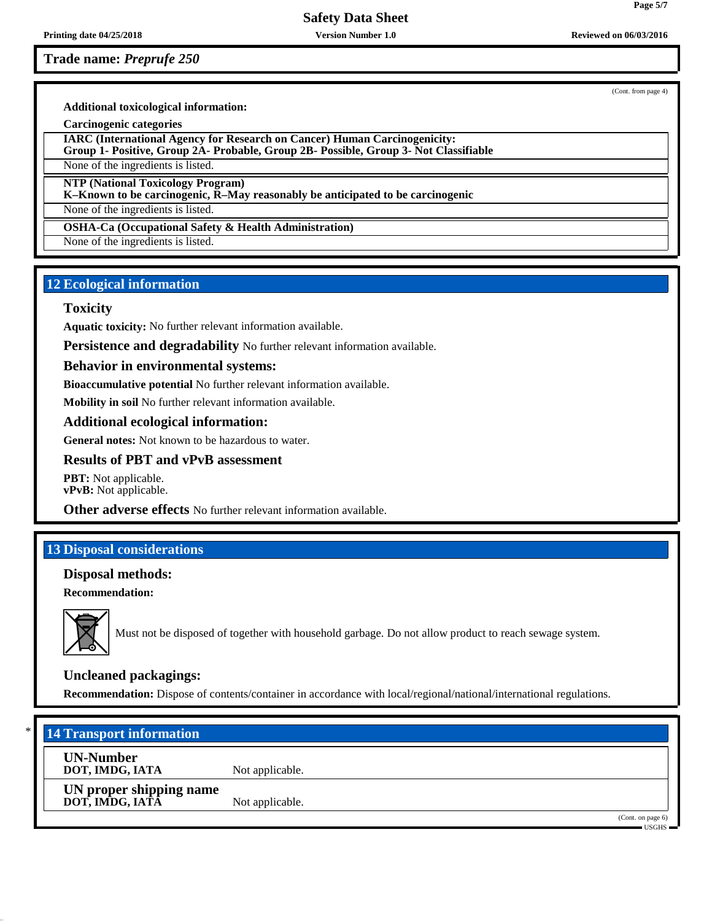**Trade name:** ***Preprufe 250***

(Cont. from page 4)

**Additional toxicological information:**

**Carcinogenic categories**

| **IARC (International Agency for Research on Cancer) Human Carcinogenicity: Group 1- Positive, Group 2A- Probable, Group 2B- Possible, Group 3- Not Classifiable** |
|---|
| None of the ingredients is listed. |

| **NTP (National Toxicology Program) K–Known to be carcinogenic, R–May reasonably be anticipated to be carcinogenic** |
|---|
| None of the ingredients is listed. |

| **OSHA-Ca (Occupational Safety & Health Administration)** |
|---|
| None of the ingredients is listed. |

## 12 Ecological information

### Toxicity

**Aquatic toxicity:** No further relevant information available.

**Persistence and degradability** No further relevant information available.

### Behavior in environmental systems:

**Bioaccumulative potential** No further relevant information available.

**Mobility in soil** No further relevant information available.

### Additional ecological information:

**General notes:** Not known to be hazardous to water.

### Results of PBT and vPvB assessment

**PBT:** Not applicable.
**vPvB:** Not applicable.

**Other adverse effects** No further relevant information available.

## 13 Disposal considerations

### Disposal methods:

**Recommendation:**

Must not be disposed of together with household garbage. Do not allow product to reach sewage system.

### Uncleaned packagings:

**Recommendation:** Dispose of contents/container in accordance with local/regional/national/international regulations.

## * 14 Transport information

| | |
|---|---|
| **UN-Number** **DOT, IMDG, IATA** | Not applicable. |
| **UN proper shipping name** **DOT, IMDG, IATA** | Not applicable. |

(Cont. on page 6)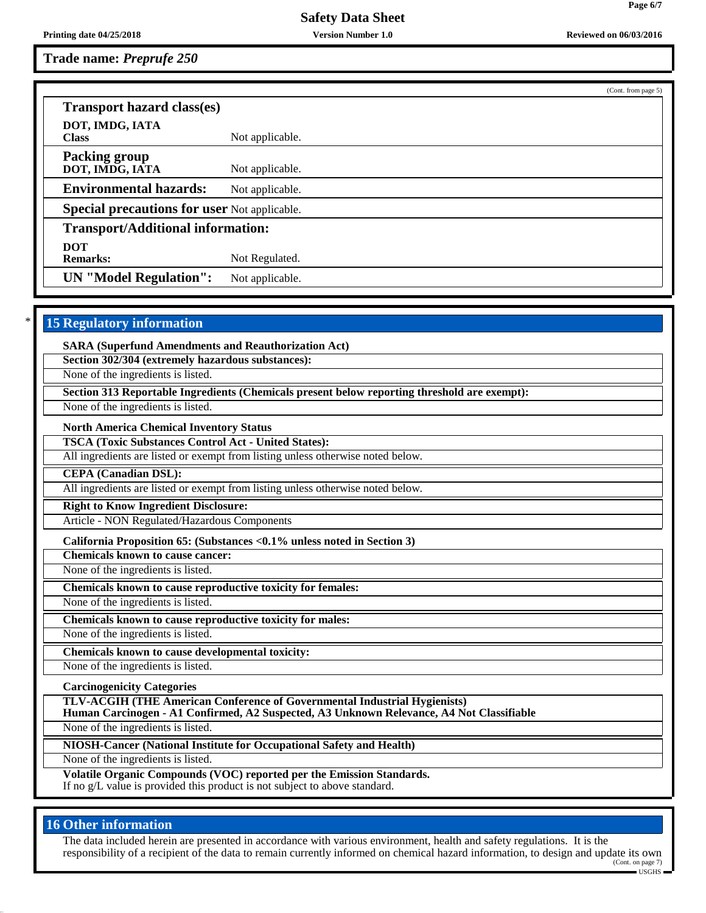(Cont. from page 5)

**Transport hazard class(es)**

| | |
|---|---|
| **DOT, IMDG, IATA** **Class** | Not applicable. |
| **Packing group** **DOT, IMDG, IATA** | Not applicable. |
| **Environmental hazards:** | Not applicable. |
| **Special precautions for user** | Not applicable. |

**Transport/Additional information:**

| | |
|---|---|
| **DOT** **Remarks:** | Not Regulated. |
| **UN "Model Regulation":** | Not applicable. |

## * 15 Regulatory information

**SARA (Superfund Amendments and Reauthorization Act)**

**Section 302/304 (extremely hazardous substances):**
None of the ingredients is listed.

**Section 313 Reportable Ingredients (Chemicals present below reporting threshold are exempt):**
None of the ingredients is listed.

**North America Chemical Inventory Status**

**TSCA (Toxic Substances Control Act - United States):**
All ingredients are listed or exempt from listing unless otherwise noted below.

**CEPA (Canadian DSL):**
All ingredients are listed or exempt from listing unless otherwise noted below.

**Right to Know Ingredient Disclosure:**
Article - NON Regulated/Hazardous Components

**California Proposition 65: (Substances <0.1% unless noted in Section 3)**

**Chemicals known to cause cancer:**
None of the ingredients is listed.

**Chemicals known to cause reproductive toxicity for females:**
None of the ingredients is listed.

**Chemicals known to cause reproductive toxicity for males:**
None of the ingredients is listed.

**Chemicals known to cause developmental toxicity:**
None of the ingredients is listed.

**Carcinogenicity Categories**

**TLV-ACGIH (THE American Conference of Governmental Industrial Hygienists)**
**Human Carcinogen - A1 Confirmed, A2 Suspected, A3 Unknown Relevance, A4 Not Classifiable**
None of the ingredients is listed.

**NIOSH-Cancer (National Institute for Occupational Safety and Health)**
None of the ingredients is listed.

**Volatile Organic Compounds (VOC) reported per the Emission Standards.**
If no g/L value is provided this product is not subject to above standard.

## 16 Other information

The data included herein are presented in accordance with various environment, health and safety regulations. It is the responsibility of a recipient of the data to remain currently informed on chemical hazard information, to design and update its own

(Cont. on page 7)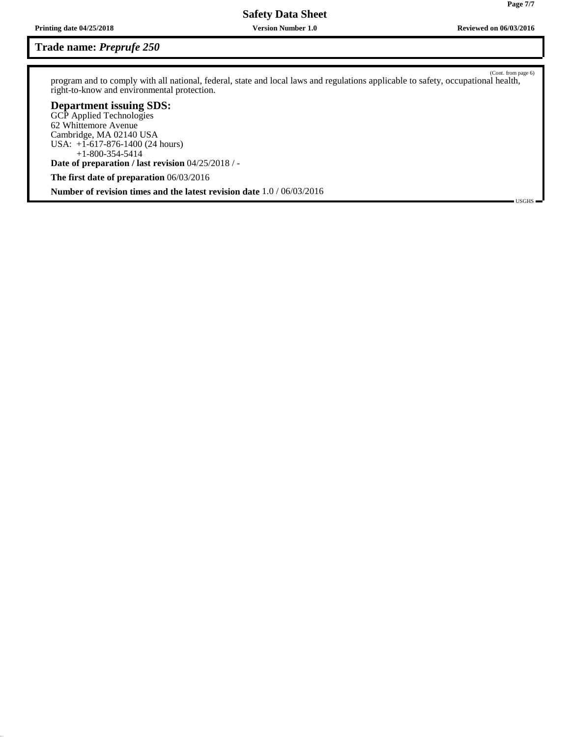(Cont. from page 6)

program and to comply with all national, federal, state and local laws and regulations applicable to safety, occupational health, right-to-know and environmental protection.

## Department issuing SDS:

GCP Applied Technologies
62 Whittemore Avenue
Cambridge, MA 02140 USA
USA: +1-617-876-1400 (24 hours)
+1-800-354-5414

**Date of preparation / last revision** 04/25/2018 / -

**The first date of preparation** 06/03/2016

**Number of revision times and the latest revision date** 1.0 / 06/03/2016